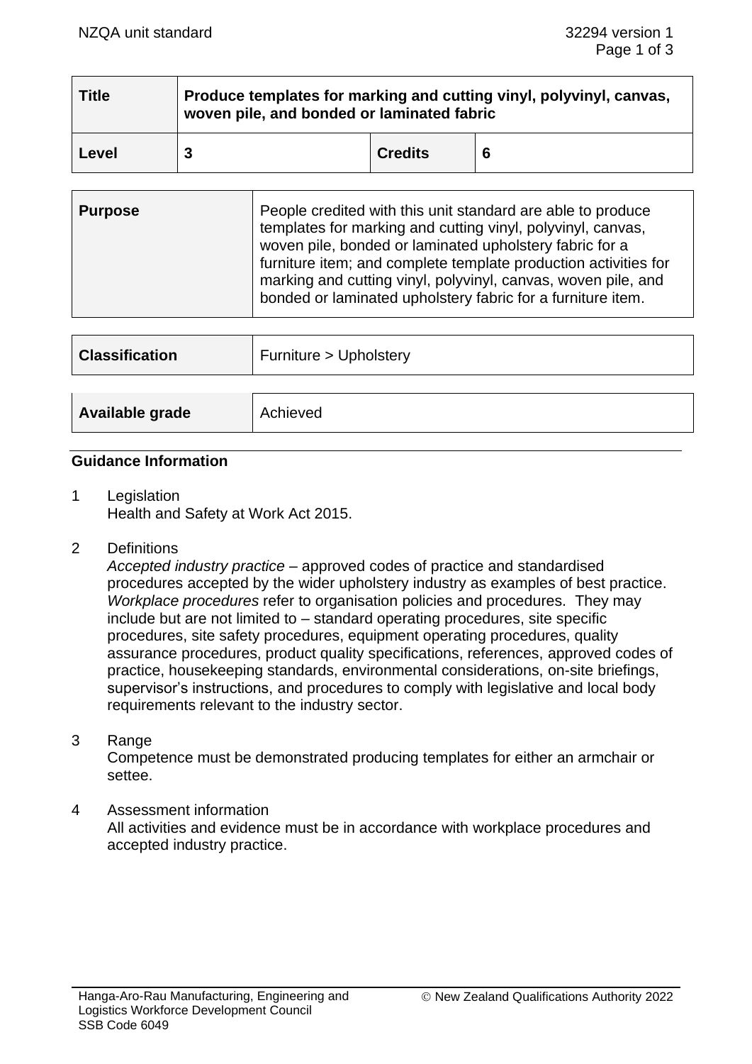| Title | Produce templates for marking and cutting vinyl, polyvinyl, canvas, woven pile, and bonded or laminated fabric | | |
|---|---|---|---|
| Level | 3 | Credits | 6 |

| Purpose | People credited with this unit standard are able to produce templates for marking and cutting vinyl, polyvinyl, canvas, woven pile, bonded or laminated upholstery fabric for a furniture item; and complete template production activities for marking and cutting vinyl, polyvinyl, canvas, woven pile, and bonded or laminated upholstery fabric for a furniture item. |
|---|---|

| Classification | Furniture > Upholstery |
|---|---|

| Available grade | Achieved |
|---|---|

## Guidance Information

1 Legislation
Health and Safety at Work Act 2015.

2 Definitions
*Accepted industry practice* – approved codes of practice and standardised procedures accepted by the wider upholstery industry as examples of best practice.
*Workplace procedures* refer to organisation policies and procedures. They may include but are not limited to – standard operating procedures, site specific procedures, site safety procedures, equipment operating procedures, quality assurance procedures, product quality specifications, references, approved codes of practice, housekeeping standards, environmental considerations, on-site briefings, supervisor's instructions, and procedures to comply with legislative and local body requirements relevant to the industry sector.

3 Range
Competence must be demonstrated producing templates for either an armchair or settee.

4 Assessment information
All activities and evidence must be in accordance with workplace procedures and accepted industry practice.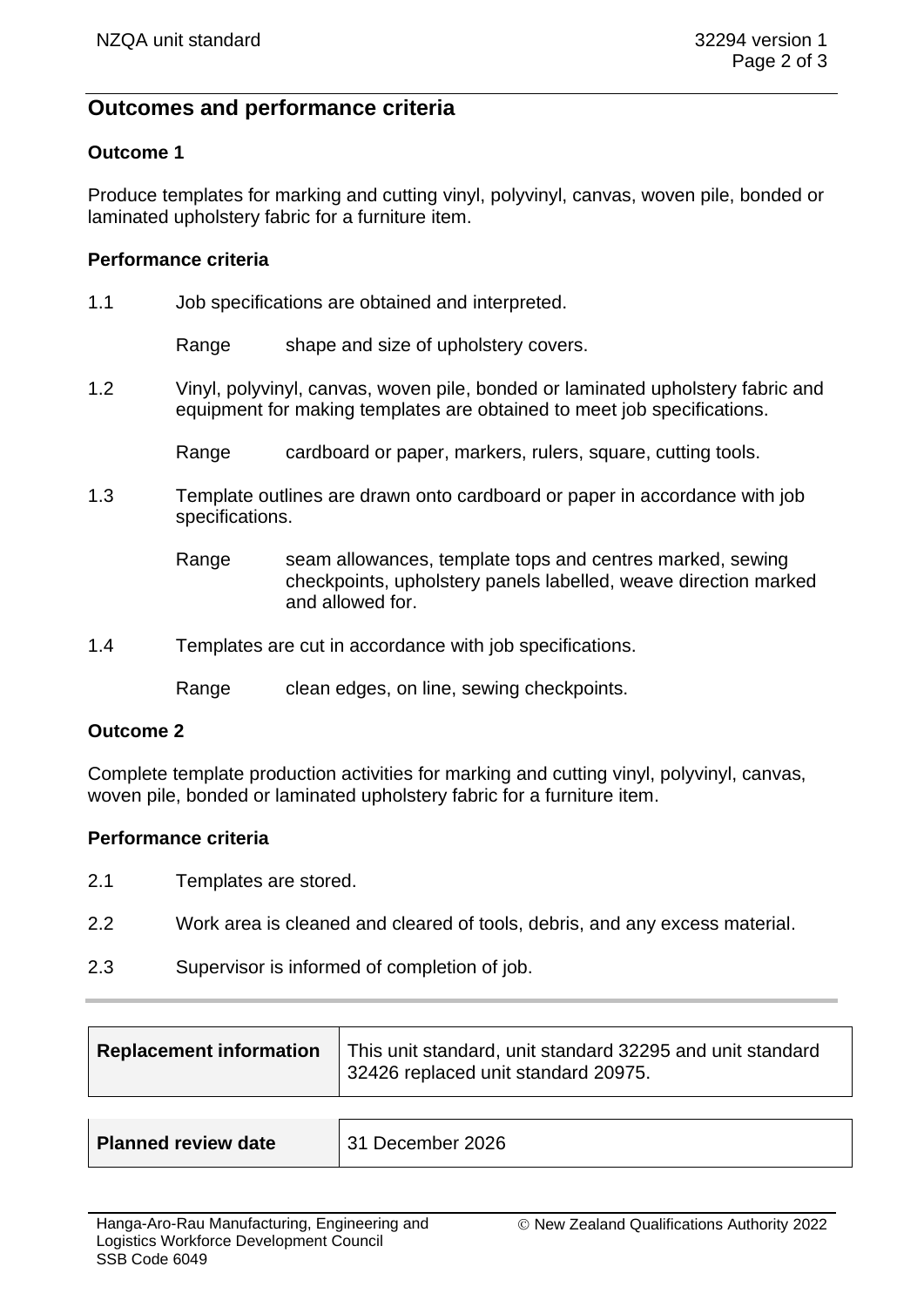## Outcomes and performance criteria

### Outcome 1

Produce templates for marking and cutting vinyl, polyvinyl, canvas, woven pile, bonded or laminated upholstery fabric for a furniture item.

#### Performance criteria

1.1 Job specifications are obtained and interpreted.

Range shape and size of upholstery covers.

1.2 Vinyl, polyvinyl, canvas, woven pile, bonded or laminated upholstery fabric and equipment for making templates are obtained to meet job specifications.

Range cardboard or paper, markers, rulers, square, cutting tools.

1.3 Template outlines are drawn onto cardboard or paper in accordance with job specifications.

Range seam allowances, template tops and centres marked, sewing checkpoints, upholstery panels labelled, weave direction marked and allowed for.

1.4 Templates are cut in accordance with job specifications.

Range clean edges, on line, sewing checkpoints.

### Outcome 2

Complete template production activities for marking and cutting vinyl, polyvinyl, canvas, woven pile, bonded or laminated upholstery fabric for a furniture item.

#### Performance criteria

2.1 Templates are stored.

2.2 Work area is cleaned and cleared of tools, debris, and any excess material.

2.3 Supervisor is informed of completion of job.

| Replacement information | This unit standard, unit standard 32295 and unit standard 32426 replaced unit standard 20975. |
| --- | --- |

| Planned review date | 31 December 2026 |
| --- | --- |

Hanga-Aro-Rau Manufacturing, Engineering and Logistics Workforce Development Council
SSB Code 6049

© New Zealand Qualifications Authority 2022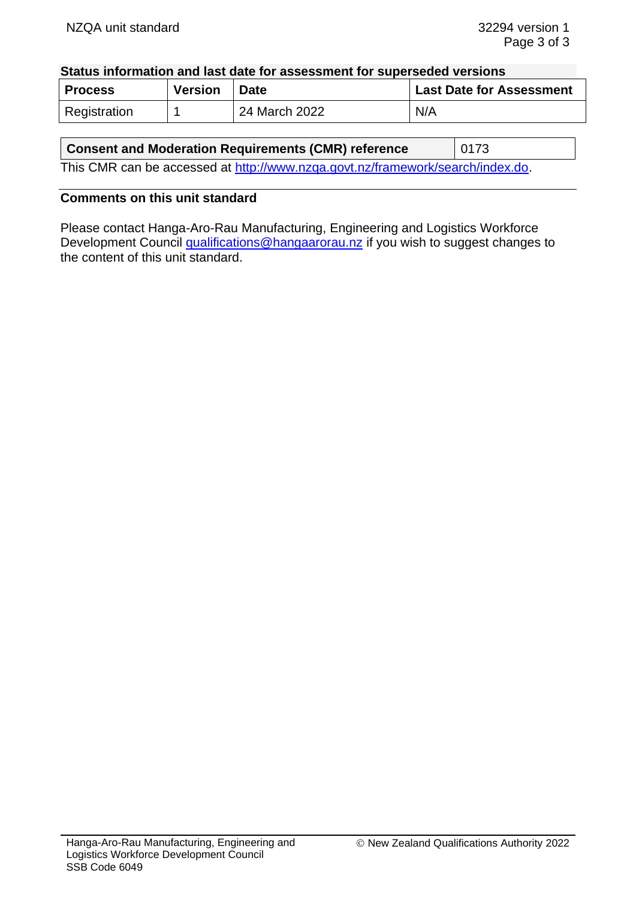**Status information and last date for assessment for superseded versions**

| Process | Version | Date | Last Date for Assessment |
|---|---|---|---|
| Registration | 1 | 24 March 2022 | N/A |

| Consent and Moderation Requirements (CMR) reference | 0173 |
|---|---|

This CMR can be accessed at http://www.nzqa.govt.nz/framework/search/index.do.

**Comments on this unit standard**

Please contact Hanga-Aro-Rau Manufacturing, Engineering and Logistics Workforce Development Council qualifications@hangaarorau.nz if you wish to suggest changes to the content of this unit standard.